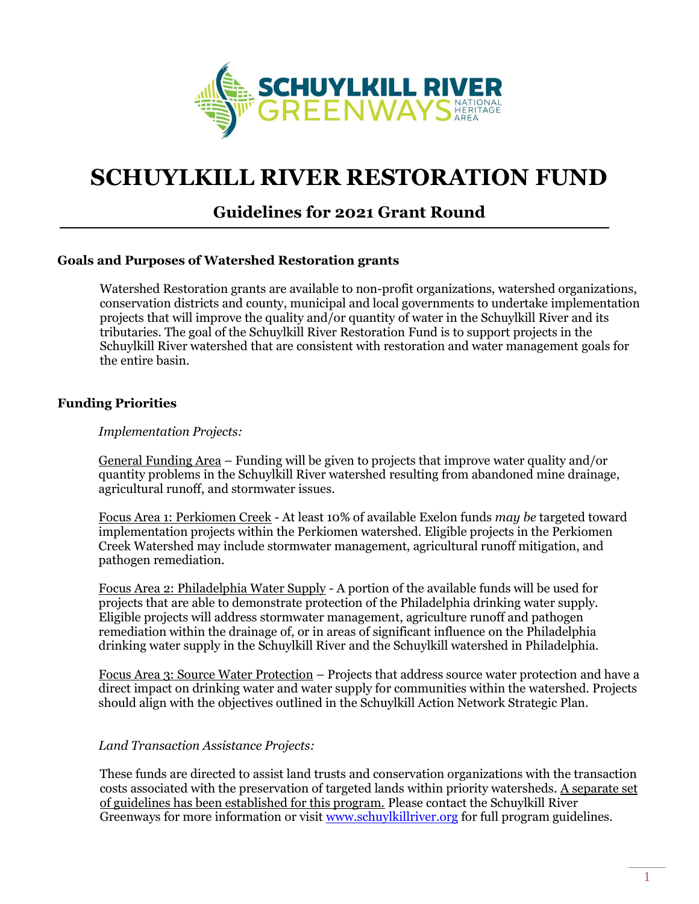# SCHUYLKILL RIVER RESTORATION FUND

## Guidelines for 2021 Grant Round

### Goals and Purposes of Watershed Restoration grants

Watershed Restoration grants are available to non-profit organizations, watershed organizations, conservation districts and county, municipal and local governments to undertake implementation projects that will improve the quality and/or quantity of water in the Schuylkill River and its tributaries. The goal of the Schuylkill River Restoration Fund is to support projects in the Schuylkill River watershed that are consistent with restoration and water management goals for the entire basin.

### Funding Priorities

*Implementation Projects:*

General Funding Area – Funding will be given to projects that improve water quality and/or quantity problems in the Schuylkill River watershed resulting from abandoned mine drainage, agricultural runoff, and stormwater issues.

Focus Area 1: Perkiomen Creek - At least 10% of available Exelon funds *may be* targeted toward implementation projects within the Perkiomen watershed. Eligible projects in the Perkiomen Creek Watershed may include stormwater management, agricultural runoff mitigation, and pathogen remediation.

Focus Area 2: Philadelphia Water Supply - A portion of the available funds will be used for projects that are able to demonstrate protection of the Philadelphia drinking water supply. Eligible projects will address stormwater management, agriculture runoff and pathogen remediation within the drainage of, or in areas of significant influence on the Philadelphia drinking water supply in the Schuylkill River and the Schuylkill watershed in Philadelphia.

Focus Area 3: Source Water Protection – Projects that address source water protection and have a direct impact on drinking water and water supply for communities within the watershed. Projects should align with the objectives outlined in the Schuylkill Action Network Strategic Plan.

*Land Transaction Assistance Projects:*

These funds are directed to assist land trusts and conservation organizations with the transaction costs associated with the preservation of targeted lands within priority watersheds. A separate set of guidelines has been established for this program. Please contact the Schuylkill River Greenways for more information or visit www.schuylkillriver.org for full program guidelines.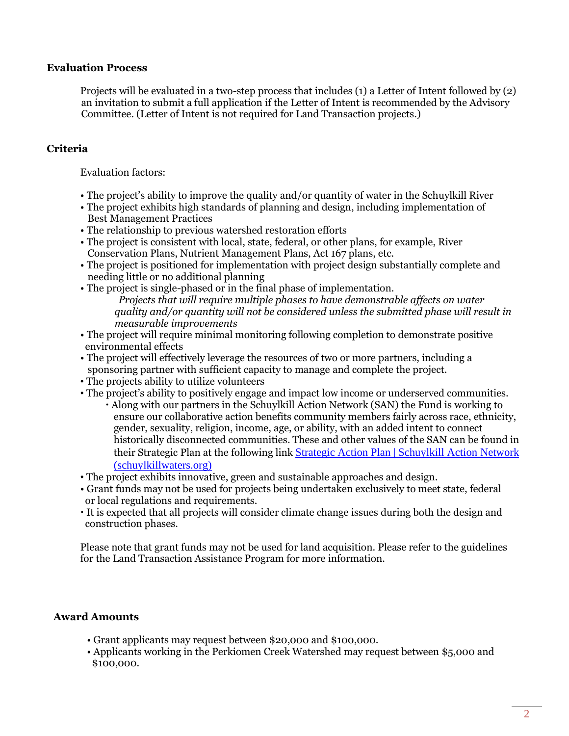**Evaluation Process**

Projects will be evaluated in a two-step process that includes (1) a Letter of Intent followed by (2) an invitation to submit a full application if the Letter of Intent is recommended by the Advisory Committee. (Letter of Intent is not required for Land Transaction projects.)

**Criteria**

Evaluation factors:

- The project's ability to improve the quality and/or quantity of water in the Schuylkill River
- The project exhibits high standards of planning and design, including implementation of Best Management Practices
- The relationship to previous watershed restoration efforts
- The project is consistent with local, state, federal, or other plans, for example, River Conservation Plans, Nutrient Management Plans, Act 167 plans, etc.
- The project is positioned for implementation with project design substantially complete and needing little or no additional planning
- The project is single-phased or in the final phase of implementation.
  *Projects that will require multiple phases to have demonstrable affects on water quality and/or quantity will not be considered unless the submitted phase will result in measurable improvements*
- The project will require minimal monitoring following completion to demonstrate positive environmental effects
- The project will effectively leverage the resources of two or more partners, including a sponsoring partner with sufficient capacity to manage and complete the project.
- The projects ability to utilize volunteers
- The project's ability to positively engage and impact low income or underserved communities.
  - Along with our partners in the Schuylkill Action Network (SAN) the Fund is working to ensure our collaborative action benefits community members fairly across race, ethnicity, gender, sexuality, religion, income, age, or ability, with an added intent to connect historically disconnected communities. These and other values of the SAN can be found in their Strategic Plan at the following link [Strategic Action Plan | Schuylkill Action Network (schuylkillwaters.org)](schuylkillwaters.org)
- The project exhibits innovative, green and sustainable approaches and design.
- Grant funds may not be used for projects being undertaken exclusively to meet state, federal or local regulations and requirements.
- It is expected that all projects will consider climate change issues during both the design and construction phases.

Please note that grant funds may not be used for land acquisition. Please refer to the guidelines for the Land Transaction Assistance Program for more information.

**Award Amounts**

- Grant applicants may request between $20,000 and $100,000.
- Applicants working in the Perkiomen Creek Watershed may request between $5,000 and $100,000.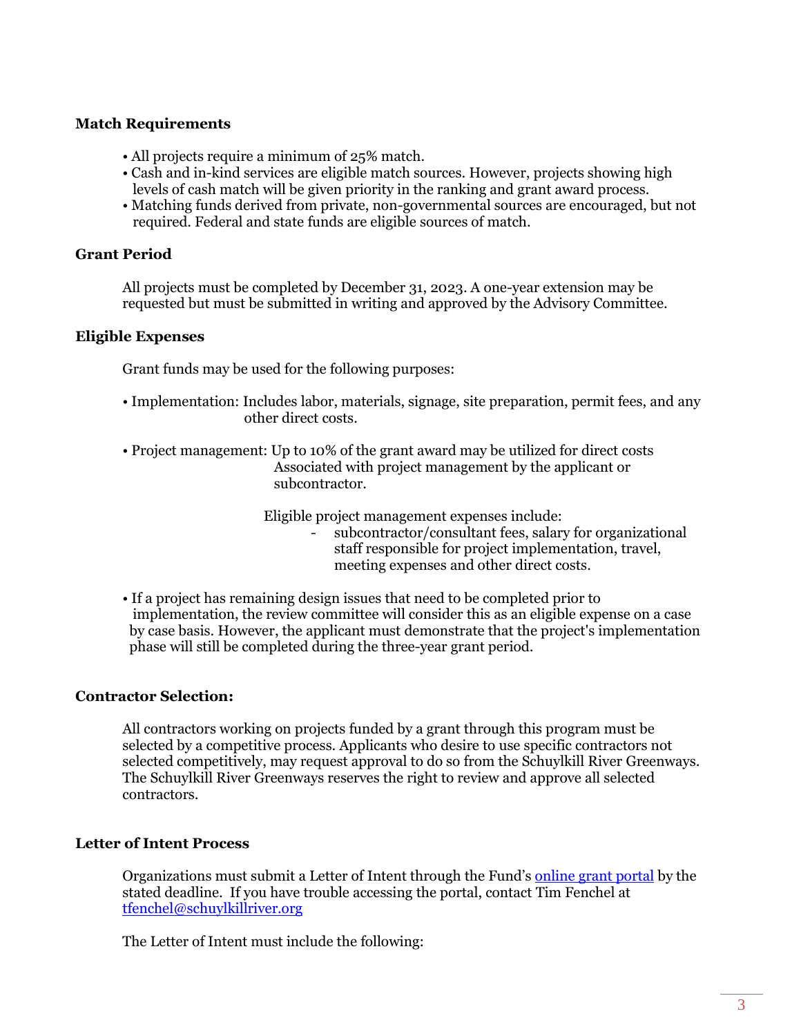### Match Requirements

- All projects require a minimum of 25% match.
- Cash and in-kind services are eligible match sources. However, projects showing high levels of cash match will be given priority in the ranking and grant award process.
- Matching funds derived from private, non-governmental sources are encouraged, but not required. Federal and state funds are eligible sources of match.

### Grant Period

All projects must be completed by December 31, 2023. A one-year extension may be requested but must be submitted in writing and approved by the Advisory Committee.

### Eligible Expenses

Grant funds may be used for the following purposes:

- Implementation: Includes labor, materials, signage, site preparation, permit fees, and any other direct costs.

- Project management: Up to 10% of the grant award may be utilized for direct costs Associated with project management by the applicant or subcontractor.

  Eligible project management expenses include:
  - subcontractor/consultant fees, salary for organizational staff responsible for project implementation, travel, meeting expenses and other direct costs.

- If a project has remaining design issues that need to be completed prior to implementation, the review committee will consider this as an eligible expense on a case by case basis. However, the applicant must demonstrate that the project's implementation phase will still be completed during the three-year grant period.

### Contractor Selection:

All contractors working on projects funded by a grant through this program must be selected by a competitive process. Applicants who desire to use specific contractors not selected competitively, may request approval to do so from the Schuylkill River Greenways. The Schuylkill River Greenways reserves the right to review and approve all selected contractors.

### Letter of Intent Process

Organizations must submit a Letter of Intent through the Fund's online grant portal by the stated deadline. If you have trouble accessing the portal, contact Tim Fenchel at tfenchel@schuylkillriver.org

The Letter of Intent must include the following: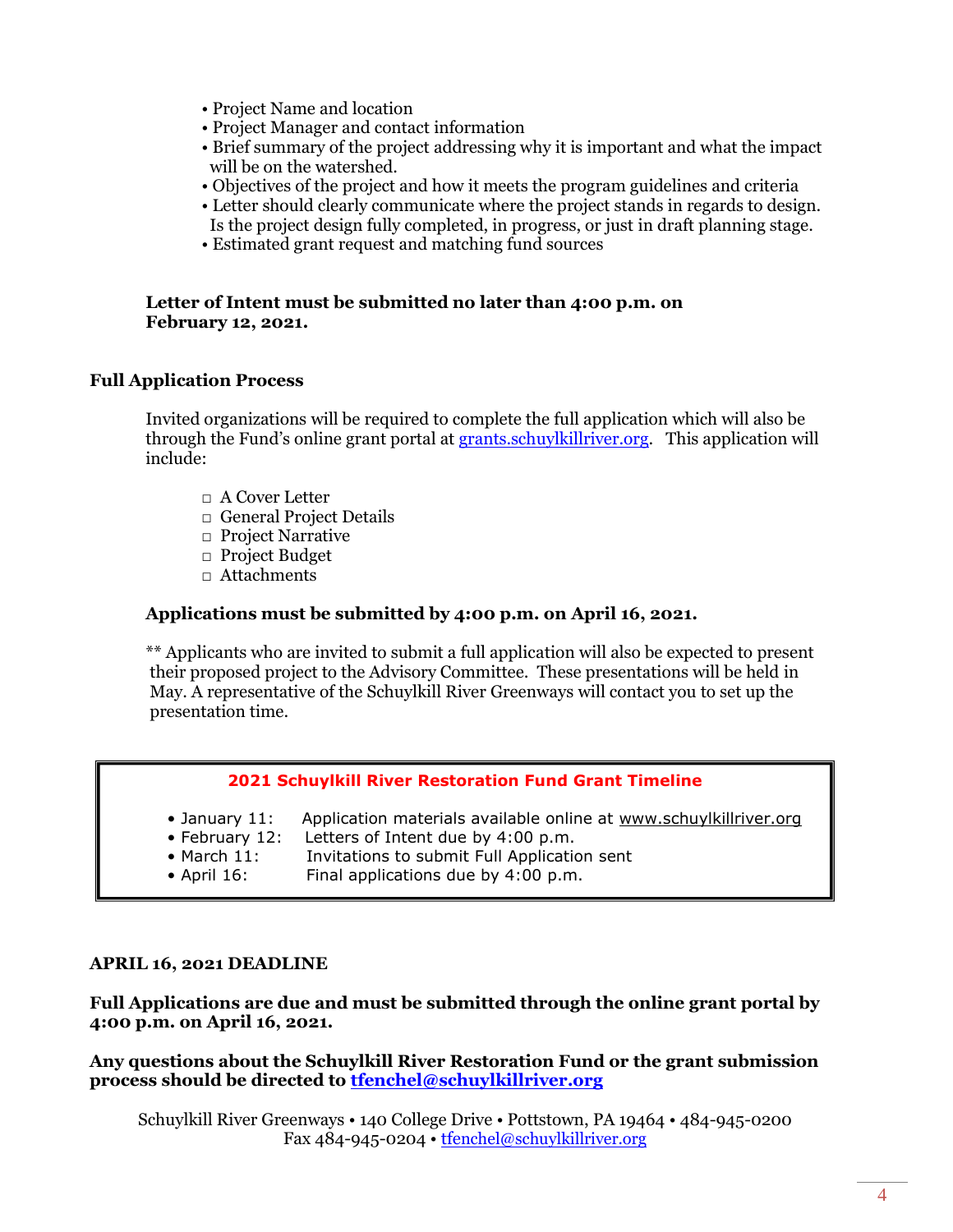- Project Name and location
- Project Manager and contact information
- Brief summary of the project addressing why it is important and what the impact will be on the watershed.
- Objectives of the project and how it meets the program guidelines and criteria
- Letter should clearly communicate where the project stands in regards to design. Is the project design fully completed, in progress, or just in draft planning stage.
- Estimated grant request and matching fund sources

**Letter of Intent must be submitted no later than 4:00 p.m. on February 12, 2021.**

## Full Application Process

Invited organizations will be required to complete the full application which will also be through the Fund's online grant portal at [grants.schuylkillriver.org](grants.schuylkillriver.org). This application will include:

- □ A Cover Letter
- □ General Project Details
- □ Project Narrative
- □ Project Budget
- □ Attachments

**Applications must be submitted by 4:00 p.m. on April 16, 2021.**

** Applicants who are invited to submit a full application will also be expected to present their proposed project to the Advisory Committee. These presentations will be held in May. A representative of the Schuylkill River Greenways will contact you to set up the presentation time.

**2021 Schuylkill River Restoration Fund Grant Timeline**

- January 11: Application materials available online at www.schuylkillriver.org
- February 12: Letters of Intent due by 4:00 p.m.
- March 11: Invitations to submit Full Application sent
- April 16: Final applications due by 4:00 p.m.

**APRIL 16, 2021 DEADLINE**

**Full Applications are due and must be submitted through the online grant portal by 4:00 p.m. on April 16, 2021.**

**Any questions about the Schuylkill River Restoration Fund or the grant submission process should be directed to [tfenchel@schuylkillriver.org](mailto:tfenchel@schuylkillriver.org)**

Schuylkill River Greenways • 140 College Drive • Pottstown, PA 19464 • 484-945-0200
Fax 484-945-0204 • tfenchel@schuylkillriver.org